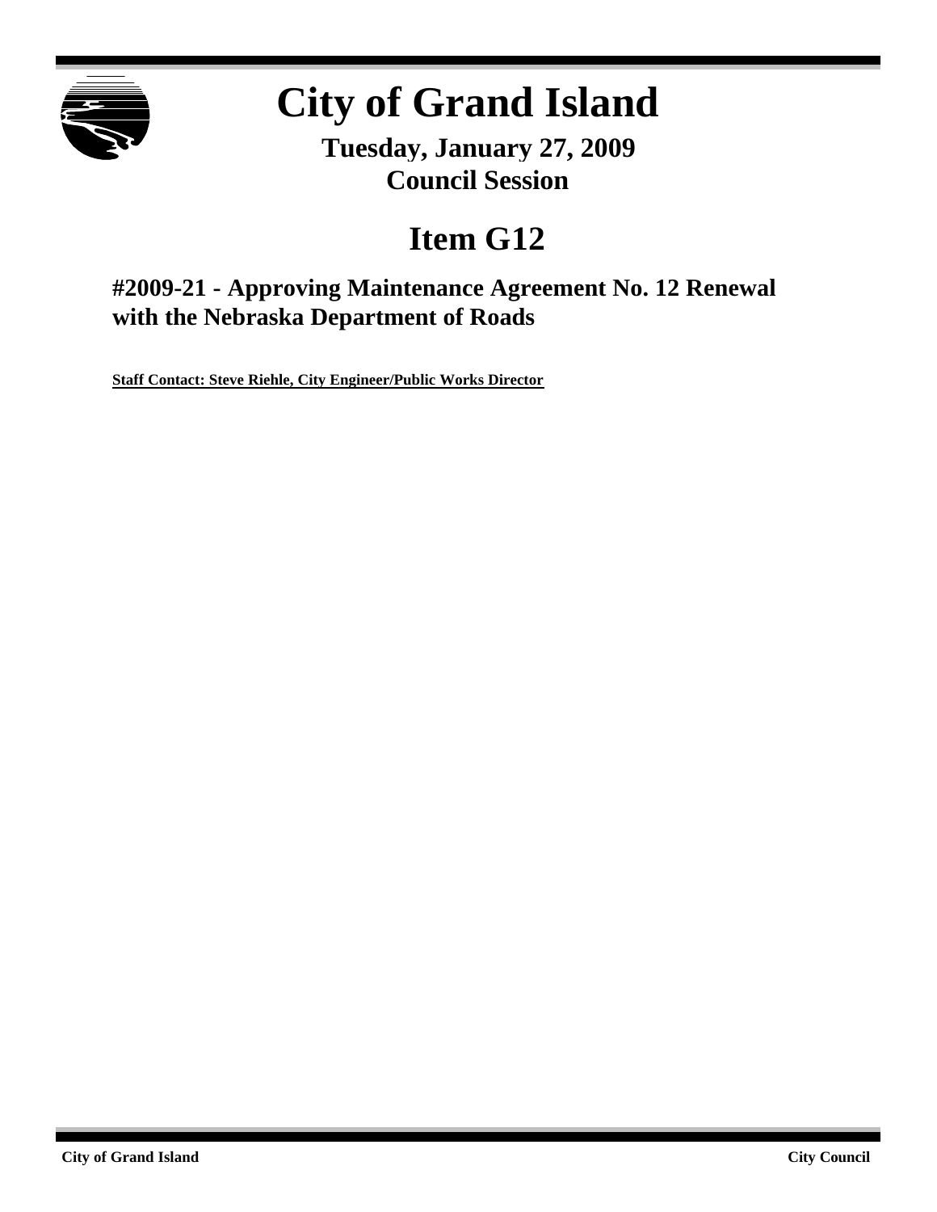# City of Grand Island

**Tuesday, January 27, 2009**
**Council Session**

## Item G12

### #2009-21 - Approving Maintenance Agreement No. 12 Renewal with the Nebraska Department of Roads

**Staff Contact: Steve Riehle, City Engineer/Public Works Director**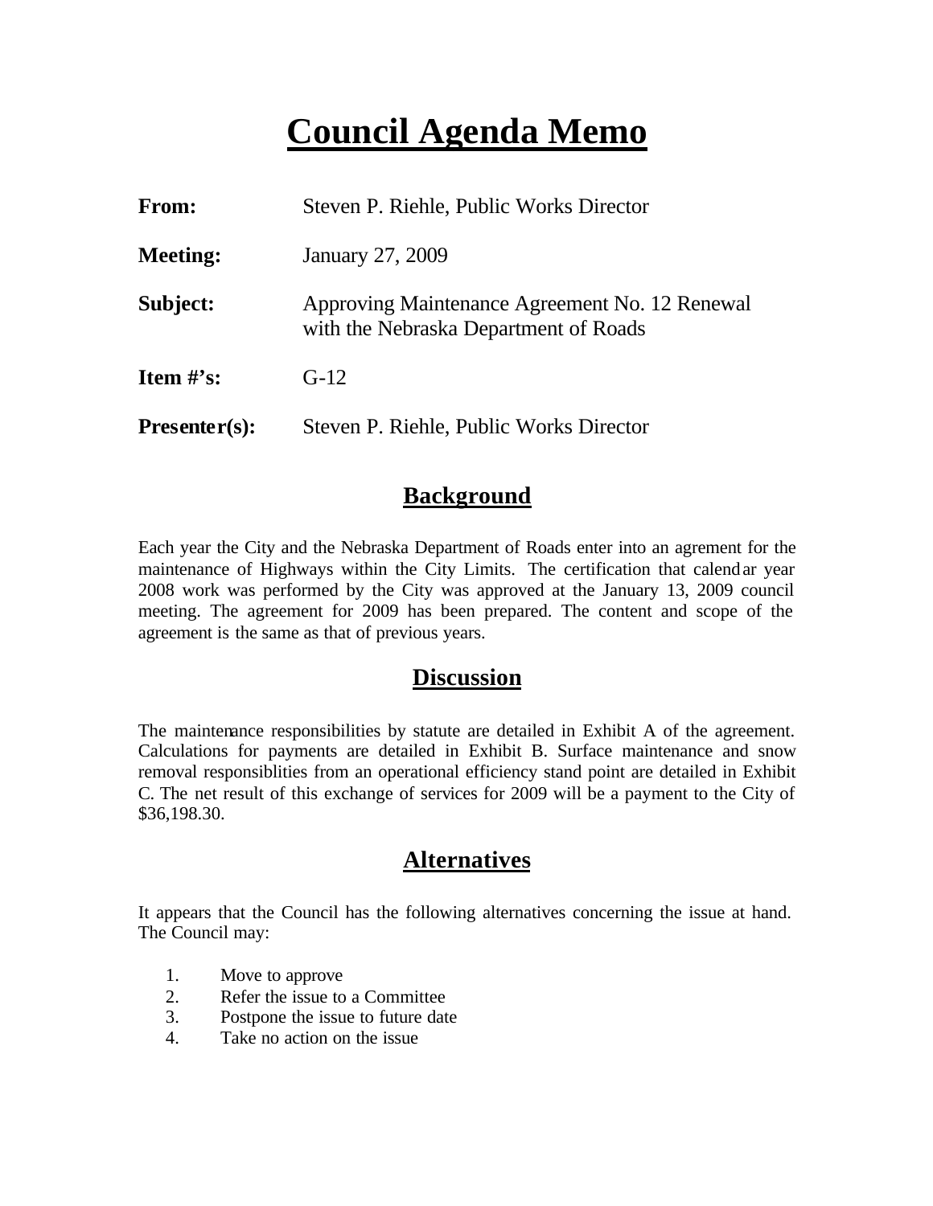# Council Agenda Memo

**From:** Steven P. Riehle, Public Works Director

**Meeting:** January 27, 2009

**Subject:** Approving Maintenance Agreement No. 12 Renewal with the Nebraska Department of Roads

**Item #'s:** G-12

**Presenter(s):** Steven P. Riehle, Public Works Director

## Background

Each year the City and the Nebraska Department of Roads enter into an agrement for the maintenance of Highways within the City Limits. The certification that calendar year 2008 work was performed by the City was approved at the January 13, 2009 council meeting. The agreement for 2009 has been prepared. The content and scope of the agreement is the same as that of previous years.

## Discussion

The maintenance responsibilities by statute are detailed in Exhibit A of the agreement. Calculations for payments are detailed in Exhibit B. Surface maintenance and snow removal responsiblities from an operational efficiency stand point are detailed in Exhibit C. The net result of this exchange of services for 2009 will be a payment to the City of $36,198.30.

## Alternatives

It appears that the Council has the following alternatives concerning the issue at hand. The Council may:

1. Move to approve
2. Refer the issue to a Committee
3. Postpone the issue to future date
4. Take no action on the issue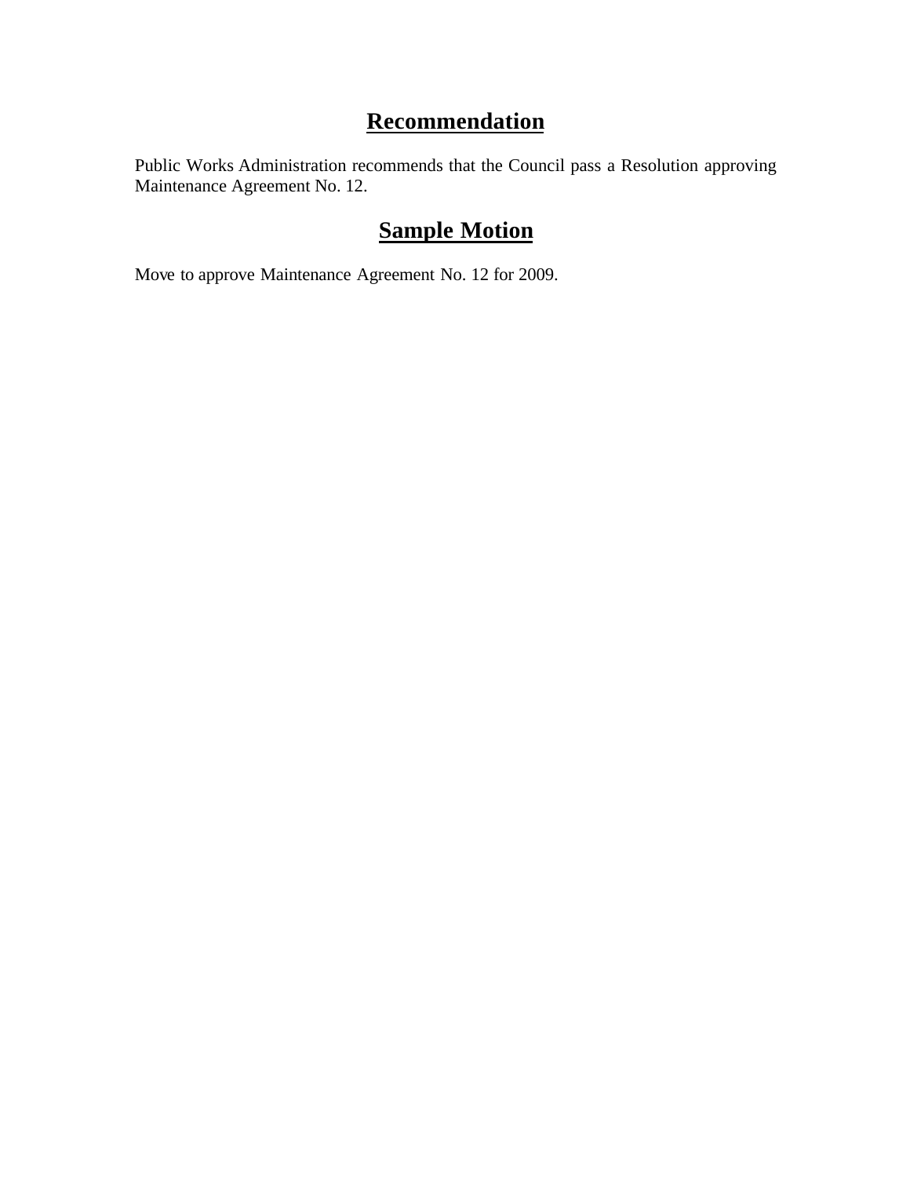# Recommendation

Public Works Administration recommends that the Council pass a Resolution approving Maintenance Agreement No. 12.

# Sample Motion

Move to approve Maintenance Agreement No. 12 for 2009.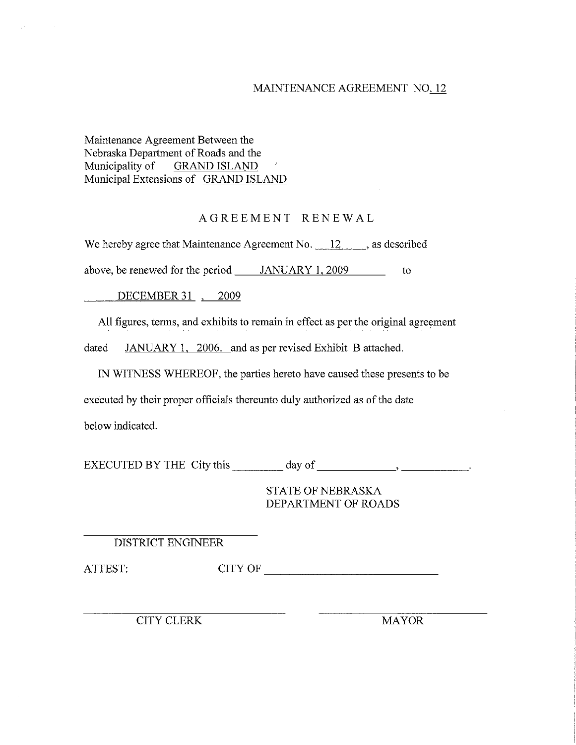MAINTENANCE AGREEMENT NO. 12

Maintenance Agreement Between the
Nebraska Department of Roads and the
Municipality of GRAND ISLAND
Municipal Extensions of GRAND ISLAND

## AGREEMENT RENEWAL

We hereby agree that Maintenance Agreement No. 12, as described above, be renewed for the period JANUARY 1, 2009 to DECEMBER 31, 2009

All figures, terms, and exhibits to remain in effect as per the original agreement dated JANUARY 1, 2006. and as per revised Exhibit B attached.

IN WITNESS WHEREOF, the parties hereto have caused these presents to be executed by their proper officials thereunto duly authorized as of the date below indicated.

EXECUTED BY THE City this _________ day of ______________, ____________.

STATE OF NEBRASKA
DEPARTMENT OF ROADS

___________________________
DISTRICT ENGINEER

ATTEST: CITY OF ______________________________

______________________________ ______________________________
CITY CLERK MAYOR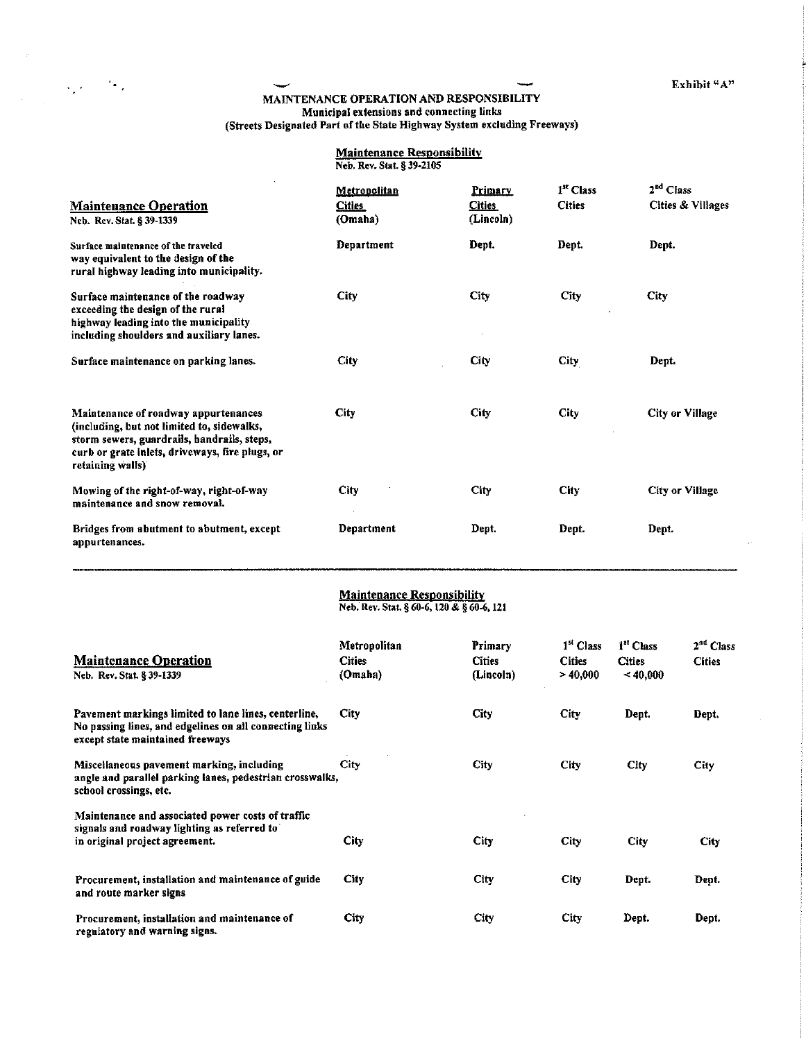Exhibit "A"

# MAINTENANCE OPERATION AND RESPONSIBILITY

**Municipal extensions and connecting links**
**(Streets Designated Part of the State Highway System excluding Freeways)**

| | **Maintenance Responsibility** Neb. Rev. Stat. § 39-2105 | | | |
|---|---|---|---|---|
| **Maintenance Operation** Neb. Rev. Stat. § 39-1339 | **Metropolitan Cities (Omaha)** | **Primary Cities (Lincoln)** | **1st Class Cities** | **2nd Class Cities & Villages** |
| Surface maintenance of the traveled way equivalent to the design of the rural highway leading into municipality. | Department | Dept. | Dept. | Dept. |
| Surface maintenance of the roadway exceeding the design of the rural highway leading into the municipality including shoulders and auxiliary lanes. | City | City | City | City |
| Surface maintenance on parking lanes. | City | City | City | Dept. |
| Maintenance of roadway appurtenances (including, but not limited to, sidewalks, storm sewers, guardrails, handrails, steps, curb or grate inlets, driveways, fire plugs, or retaining walls) | City | City | City | City or Village |
| Mowing of the right-of-way, right-of-way maintenance and snow removal. | City | City | City | City or Village |
| Bridges from abutment to abutment, except appurtenances. | Department | Dept. | Dept. | Dept. |

| | **Maintenance Responsibility** Neb. Rev. Stat. § 60-6, 120 & § 60-6, 121 | | | | |
|---|---|---|---|---|---|
| **Maintenance Operation** Neb. Rev. Stat. § 39-1339 | Metropolitan Cities (Omaha) | Primary Cities (Lincoln) | 1st Class Cities > 40,000 | 1st Class Cities < 40,000 | 2nd Class Cities |
| Pavement markings limited to lane lines, centerline, No passing lines, and edgelines on all connecting links except state maintained freeways | City | City | City | Dept. | Dept. |
| Miscellaneous pavement marking, including angle and parallel parking lanes, pedestrian crosswalks, school crossings, etc. | City | City | City | City | City |
| Maintenance and associated power costs of traffic signals and roadway lighting as referred to in original project agreement. | City | City | City | City | City |
| Procurement, installation and maintenance of guide and route marker signs | City | City | City | Dept. | Dept. |
| Procurement, installation and maintenance of regulatory and warning signs. | City | City | City | Dept. | Dept. |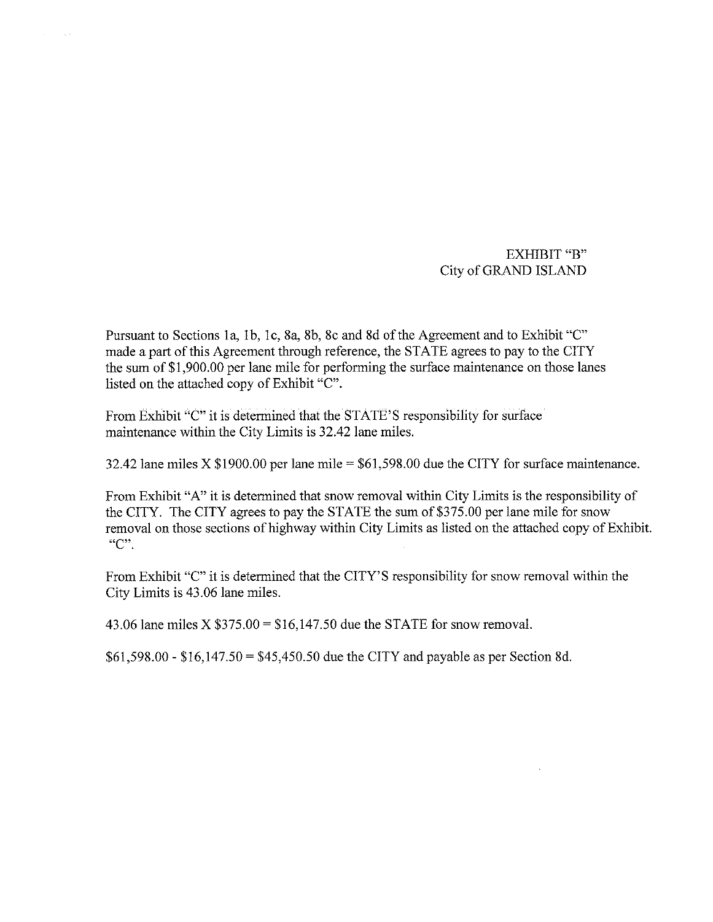EXHIBIT "B"
City of GRAND ISLAND

Pursuant to Sections 1a, 1b, 1c, 8a, 8b, 8c and 8d of the Agreement and to Exhibit "C" made a part of this Agreement through reference, the STATE agrees to pay to the CITY the sum of $1,900.00 per lane mile for performing the surface maintenance on those lanes listed on the attached copy of Exhibit "C".

From Exhibit "C" it is determined that the STATE'S responsibility for surface maintenance within the City Limits is 32.42 lane miles.

32.42 lane miles X $1900.00 per lane mile = $61,598.00 due the CITY for surface maintenance.

From Exhibit "A" it is determined that snow removal within City Limits is the responsibility of the CITY. The CITY agrees to pay the STATE the sum of $375.00 per lane mile for snow removal on those sections of highway within City Limits as listed on the attached copy of Exhibit. "C".

From Exhibit "C" it is determined that the CITY'S responsibility for snow removal within the City Limits is 43.06 lane miles.

43.06 lane miles X $375.00 = $16,147.50 due the STATE for snow removal.

$61,598.00 - $16,147.50 = $45,450.50 due the CITY and payable as per Section 8d.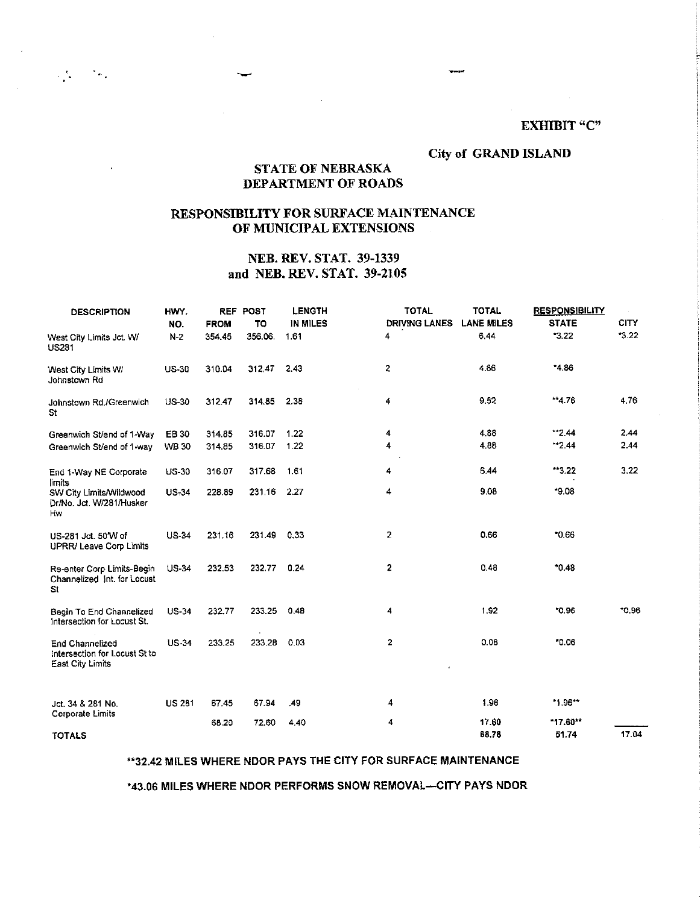**EXHIBIT "C"**

**City of GRAND ISLAND**

## STATE OF NEBRASKA DEPARTMENT OF ROADS

## RESPONSIBILITY FOR SURFACE MAINTENANCE OF MUNICIPAL EXTENSIONS

## NEB. REV. STAT. 39-1339 and NEB. REV. STAT. 39-2105

| DESCRIPTION | HWY. NO. | REF POST FROM | TO | LENGTH IN MILES | TOTAL DRIVING LANES | TOTAL LANE MILES | RESPONSIBILITY STATE | CITY |
|---|---|---|---|---|---|---|---|---|
| West City Limits Jct. W/ US281 | N-2 | 354.45 | 356.06. | 1.61 | 4 | 6.44 | *3.22 | *3.22 |
| West City Limits W/ Johnstown Rd | US-30 | 310.04 | 312.47 | 2.43 | 2 | 4.86 | *4.86 | |
| Johnstown Rd./Greenwich St | US-30 | 312.47 | 314.85 | 2.38 | 4 | 9.52 | **4.76 | 4.76 |
| Greenwich St/end of 1-Way | EB 30 | 314.85 | 316.07 | 1.22 | 4 | 4.88 | **2.44 | 2.44 |
| Greenwich St/end of 1-way | WB 30 | 314.85 | 316.07 | 1.22 | 4 | 4.88 | **2.44 | 2.44 |
| End 1-Way NE Corporate limits | US-30 | 316.07 | 317.68 | 1.61 | 4 | 6.44 | **3.22 | 3.22 |
| SW City Limits/Wildwood Dr/No. Jct. W/281/Husker Hw | US-34 | 228.89 | 231.16 | 2.27 | 4 | 9.08 | *9.08 | |
| US-281 Jct. 50'W of UPRR/ Leave Corp Limits | US-34 | 231.16 | 231.49 | 0.33 | 2 | 0.66 | *0.66 | |
| Re-enter Corp Limits-Begin Channelized Int. for Locust St | US-34 | 232.53 | 232.77 | 0.24 | 2 | 0.48 | *0.48 | |
| Begin To End Channelized Intersection for Locust St. | US-34 | 232.77 | 233.25 | 0.48 | 4 | 1.92 | *0.96 | *0.96 |
| End Channelized Intersection for Locust St to East City Limits | US-34 | 233.25 | 233.28 | 0.03 | 2 | 0.06 | *0.06 | |
| Jct. 34 & 281 No. Corporate Limits | US 281 | 67.45 | 67.94 | .49 | 4 | 1.96 | *1.96** | |
| | | 68.20 | 72.60 | 4.40 | 4 | 17.60 | *17.60** | |
| TOTALS | | | | | | 68.78 | 51.74 | 17.04 |

**32.42 MILES WHERE NDOR PAYS THE CITY FOR SURFACE MAINTENANCE

*43.06 MILES WHERE NDOR PERFORMS SNOW REMOVAL—CITY PAYS NDOR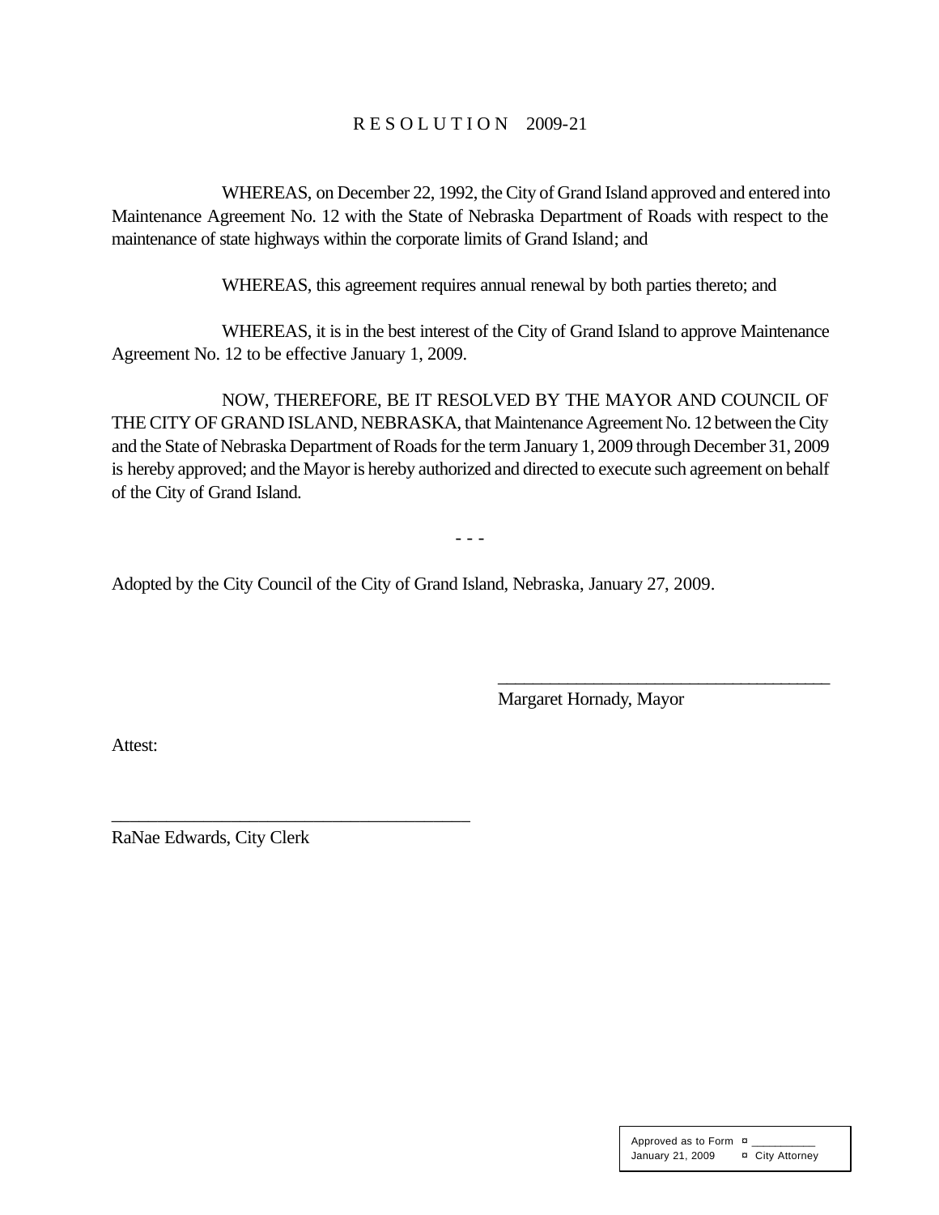# R E S O L U T I O N 2009-21

WHEREAS, on December 22, 1992, the City of Grand Island approved and entered into Maintenance Agreement No. 12 with the State of Nebraska Department of Roads with respect to the maintenance of state highways within the corporate limits of Grand Island; and

WHEREAS, this agreement requires annual renewal by both parties thereto; and

WHEREAS, it is in the best interest of the City of Grand Island to approve Maintenance Agreement No. 12 to be effective January 1, 2009.

NOW, THEREFORE, BE IT RESOLVED BY THE MAYOR AND COUNCIL OF THE CITY OF GRAND ISLAND, NEBRASKA, that Maintenance Agreement No. 12 between the City and the State of Nebraska Department of Roads for the term January 1, 2009 through December 31, 2009 is hereby approved; and the Mayor is hereby authorized and directed to execute such agreement on behalf of the City of Grand Island.

- - -

Adopted by the City Council of the City of Grand Island, Nebraska, January 27, 2009.

______________________________________
Margaret Hornady, Mayor

Attest:

_________________________________________
RaNae Edwards, City Clerk

Approved as to Form ¤ ___________
January 21, 2009 ¤ City Attorney